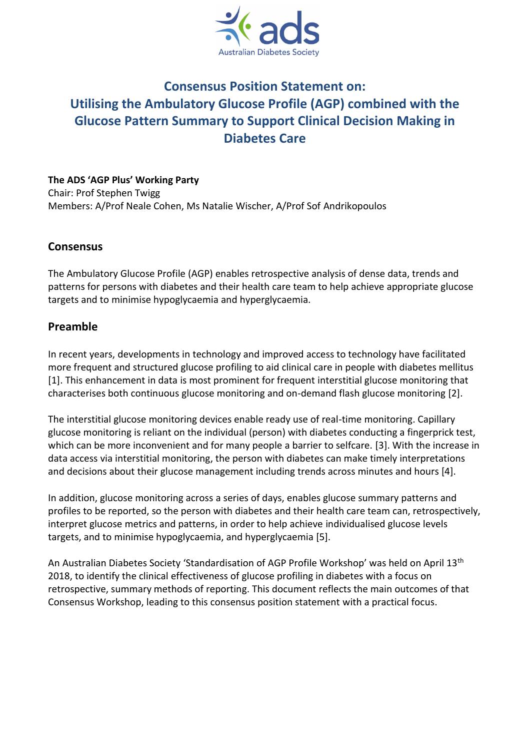# Consensus Position Statement on: Utilising the Ambulatory Glucose Profile (AGP) combined with the Glucose Pattern Summary to Support Clinical Decision Making in Diabetes Care

**The ADS 'AGP Plus' Working Party**
Chair: Prof Stephen Twigg
Members: A/Prof Neale Cohen, Ms Natalie Wischer, A/Prof Sof Andrikopoulos

## Consensus

The Ambulatory Glucose Profile (AGP) enables retrospective analysis of dense data, trends and patterns for persons with diabetes and their health care team to help achieve appropriate glucose targets and to minimise hypoglycaemia and hyperglycaemia.

## Preamble

In recent years, developments in technology and improved access to technology have facilitated more frequent and structured glucose profiling to aid clinical care in people with diabetes mellitus [1]. This enhancement in data is most prominent for frequent interstitial glucose monitoring that characterises both continuous glucose monitoring and on-demand flash glucose monitoring [2].

The interstitial glucose monitoring devices enable ready use of real-time monitoring. Capillary glucose monitoring is reliant on the individual (person) with diabetes conducting a fingerprick test, which can be more inconvenient and for many people a barrier to selfcare. [3]. With the increase in data access via interstitial monitoring, the person with diabetes can make timely interpretations and decisions about their glucose management including trends across minutes and hours [4].

In addition, glucose monitoring across a series of days, enables glucose summary patterns and profiles to be reported, so the person with diabetes and their health care team can, retrospectively, interpret glucose metrics and patterns, in order to help achieve individualised glucose levels targets, and to minimise hypoglycaemia, and hyperglycaemia [5].

An Australian Diabetes Society 'Standardisation of AGP Profile Workshop' was held on April 13th 2018, to identify the clinical effectiveness of glucose profiling in diabetes with a focus on retrospective, summary methods of reporting. This document reflects the main outcomes of that Consensus Workshop, leading to this consensus position statement with a practical focus.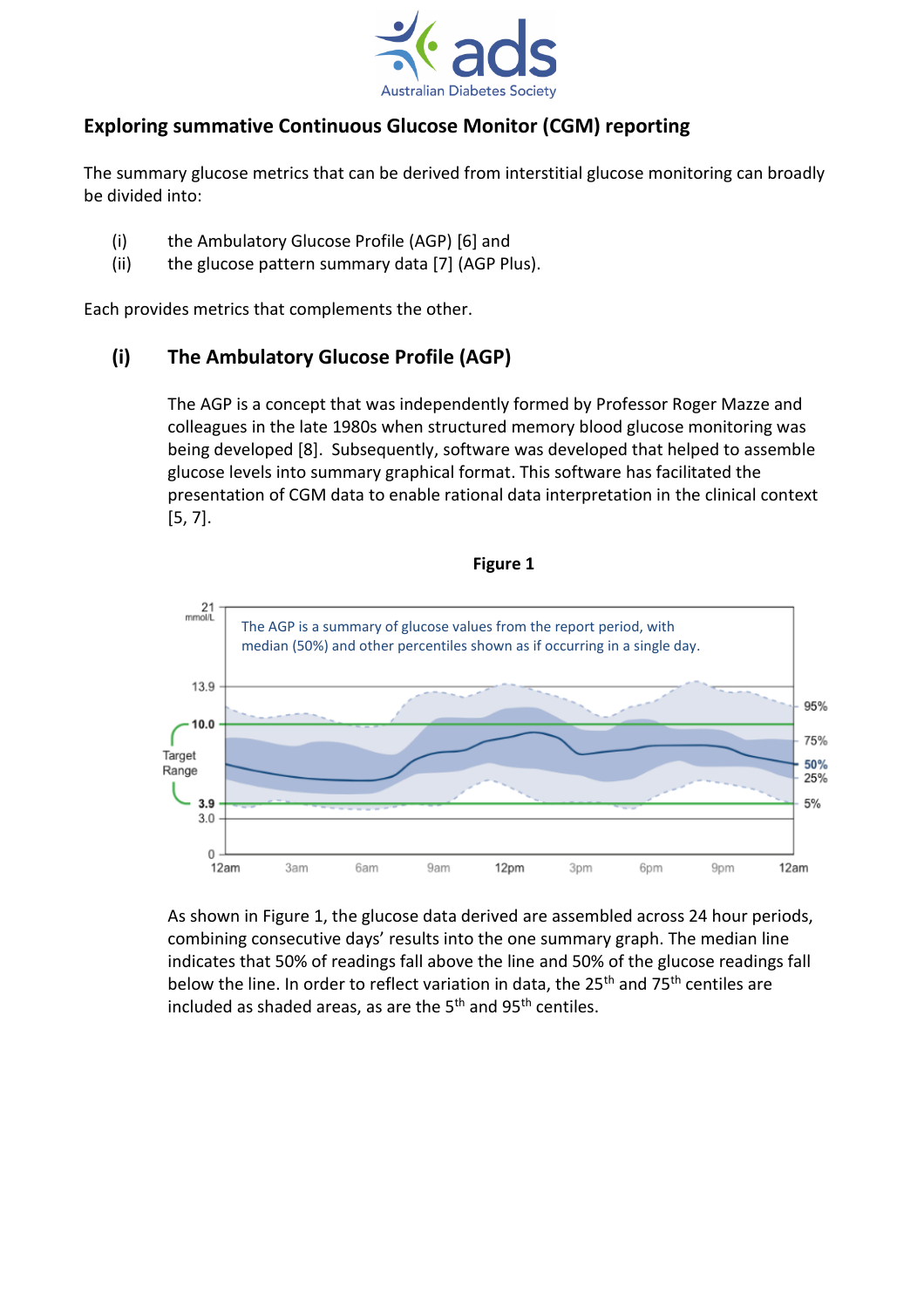## Exploring summative Continuous Glucose Monitor (CGM) reporting

The summary glucose metrics that can be derived from interstitial glucose monitoring can broadly be divided into:

(i) the Ambulatory Glucose Profile (AGP) [6] and
(ii) the glucose pattern summary data [7] (AGP Plus).

Each provides metrics that complements the other.

### (i) The Ambulatory Glucose Profile (AGP)

The AGP is a concept that was independently formed by Professor Roger Mazze and colleagues in the late 1980s when structured memory blood glucose monitoring was being developed [8]. Subsequently, software was developed that helped to assemble glucose levels into summary graphical format. This software has facilitated the presentation of CGM data to enable rational data interpretation in the clinical context [5, 7].

**Figure 1**

The AGP is a summary of glucose values from the report period, with median (50%) and other percentiles shown as if occurring in a single day.

As shown in Figure 1, the glucose data derived are assembled across 24 hour periods, combining consecutive days' results into the one summary graph. The median line indicates that 50% of readings fall above the line and 50% of the glucose readings fall below the line. In order to reflect variation in data, the 25th and 75th centiles are included as shaded areas, as are the 5th and 95th centiles.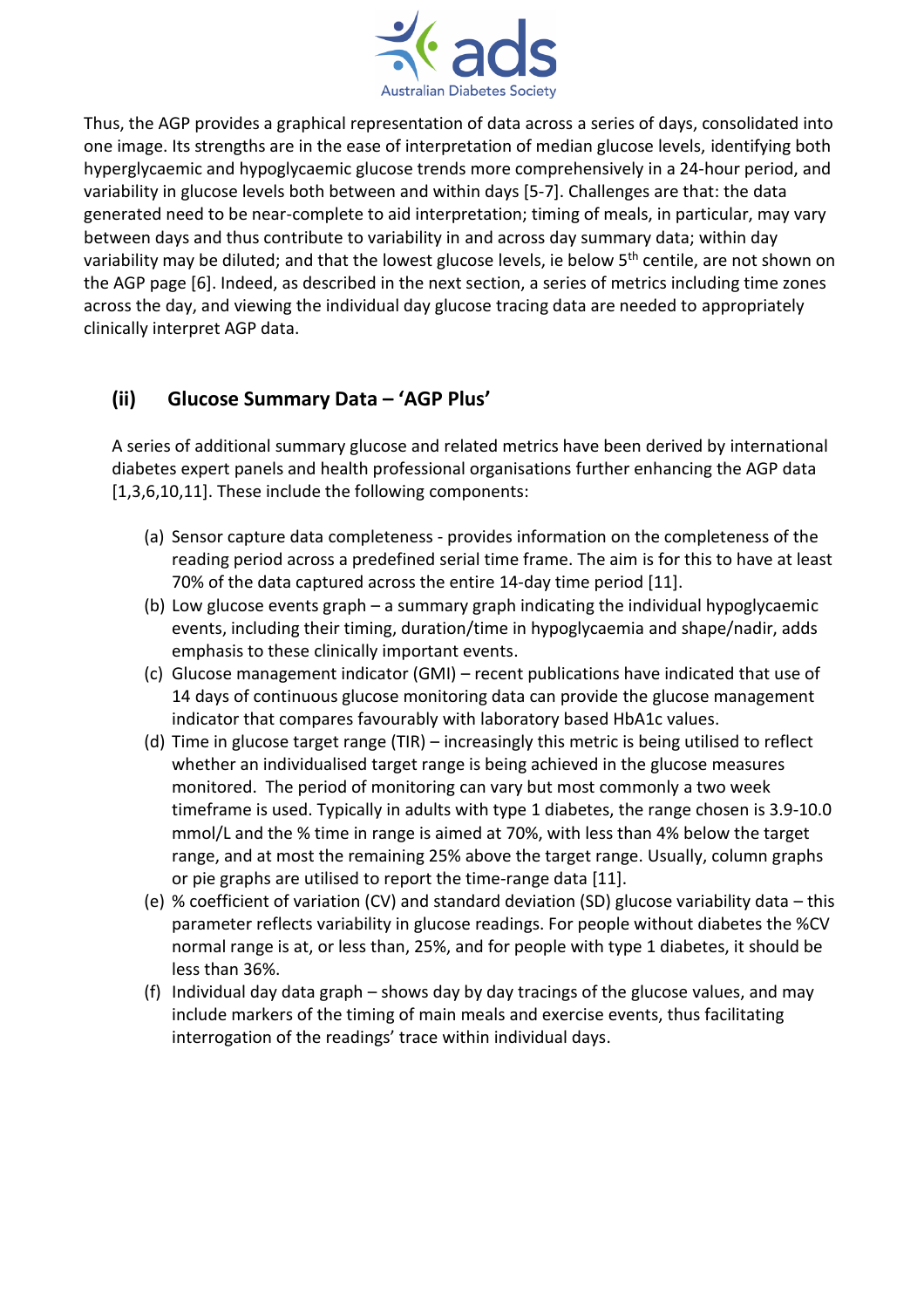Thus, the AGP provides a graphical representation of data across a series of days, consolidated into one image. Its strengths are in the ease of interpretation of median glucose levels, identifying both hyperglycaemic and hypoglycaemic glucose trends more comprehensively in a 24-hour period, and variability in glucose levels both between and within days [5-7]. Challenges are that: the data generated need to be near-complete to aid interpretation; timing of meals, in particular, may vary between days and thus contribute to variability in and across day summary data; within day variability may be diluted; and that the lowest glucose levels, ie below 5th centile, are not shown on the AGP page [6]. Indeed, as described in the next section, a series of metrics including time zones across the day, and viewing the individual day glucose tracing data are needed to appropriately clinically interpret AGP data.

## (ii) Glucose Summary Data – 'AGP Plus'

A series of additional summary glucose and related metrics have been derived by international diabetes expert panels and health professional organisations further enhancing the AGP data [1,3,6,10,11]. These include the following components:

(a) Sensor capture data completeness - provides information on the completeness of the reading period across a predefined serial time frame. The aim is for this to have at least 70% of the data captured across the entire 14-day time period [11].

(b) Low glucose events graph – a summary graph indicating the individual hypoglycaemic events, including their timing, duration/time in hypoglycaemia and shape/nadir, adds emphasis to these clinically important events.

(c) Glucose management indicator (GMI) – recent publications have indicated that use of 14 days of continuous glucose monitoring data can provide the glucose management indicator that compares favourably with laboratory based HbA1c values.

(d) Time in glucose target range (TIR) – increasingly this metric is being utilised to reflect whether an individualised target range is being achieved in the glucose measures monitored. The period of monitoring can vary but most commonly a two week timeframe is used. Typically in adults with type 1 diabetes, the range chosen is 3.9-10.0 mmol/L and the % time in range is aimed at 70%, with less than 4% below the target range, and at most the remaining 25% above the target range. Usually, column graphs or pie graphs are utilised to report the time-range data [11].

(e) % coefficient of variation (CV) and standard deviation (SD) glucose variability data – this parameter reflects variability in glucose readings. For people without diabetes the %CV normal range is at, or less than, 25%, and for people with type 1 diabetes, it should be less than 36%.

(f) Individual day data graph – shows day by day tracings of the glucose values, and may include markers of the timing of main meals and exercise events, thus facilitating interrogation of the readings' trace within individual days.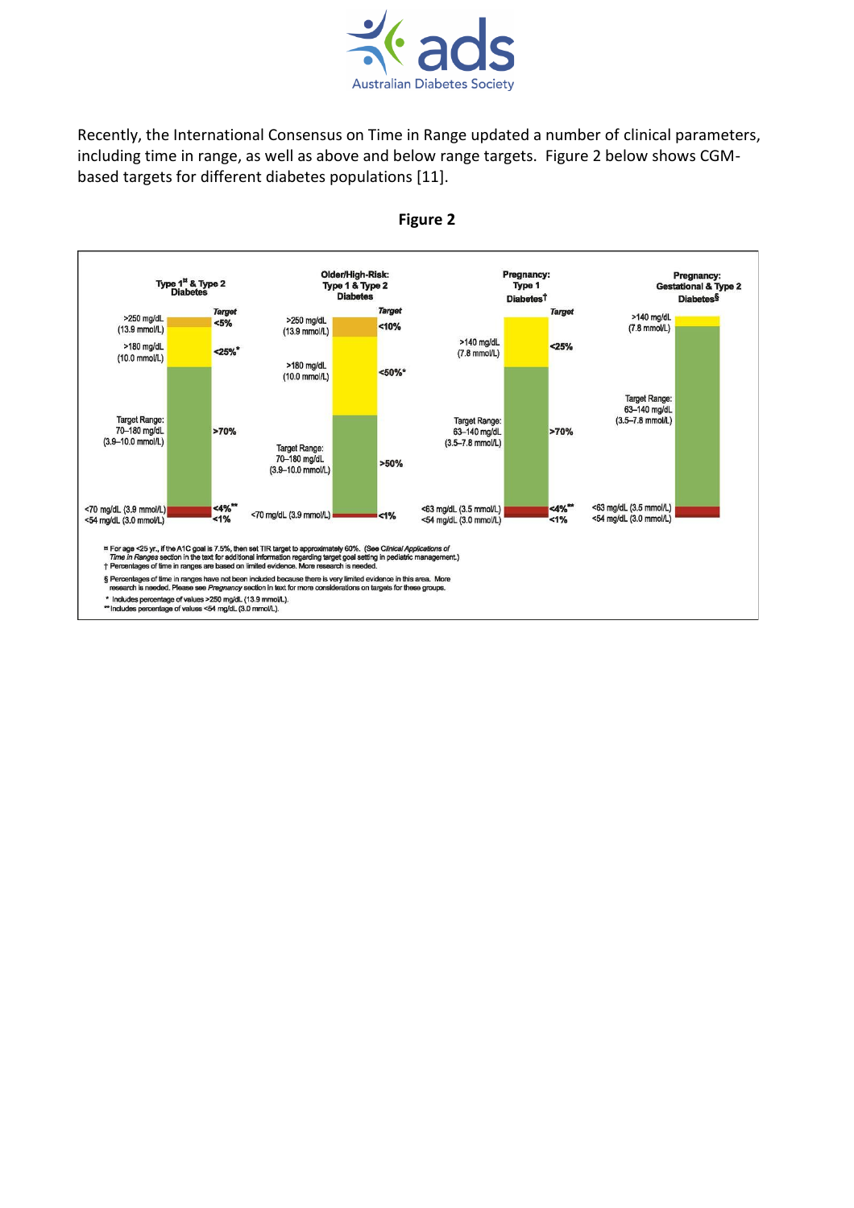Recently, the International Consensus on Time in Range updated a number of clinical parameters, including time in range, as well as above and below range targets. Figure 2 below shows CGM-based targets for different diabetes populations [11].

**Figure 2**

| | Type 1[¤] & Type 2 Diabetes | Older/High-Risk: Type 1 & Type 2 Diabetes | Pregnancy: Type 1 Diabetes[†] | Pregnancy: Gestational & Type 2 Diabetes[§] |
|---|---|---|---|---|
| Very high | >250 mg/dL (13.9 mmol/L): <5% | >250 mg/dL (13.9 mmol/L): <10% | | |
| High | >180 mg/dL (10.0 mmol/L): <25%* | >180 mg/dL (10.0 mmol/L): <50%* | >140 mg/dL (7.8 mmol/L): <25% | >140 mg/dL (7.8 mmol/L) |
| Target Range | 70–180 mg/dL (3.9–10.0 mmol/L): >70% | 70–180 mg/dL (3.9–10.0 mmol/L): >50% | 63–140 mg/dL (3.5–7.8 mmol/L): >70% | 63–140 mg/dL (3.5–7.8 mmol/L) |
| Low | <70 mg/dL (3.9 mmol/L): <4%** | <70 mg/dL (3.9 mmol/L): <1% | <63 mg/dL (3.5 mmol/L): <4%** | <63 mg/dL (3.5 mmol/L) |
| Very low | <54 mg/dL (3.0 mmol/L): <1% | | <54 mg/dL (3.0 mmol/L): <1% | <54 mg/dL (3.0 mmol/L) |

¤ For age <25 yr., if the A1C goal is 7.5%, then set TIR target to approximately 60%. (See *Clinical Applications of Time in Ranges* section in the text for additional information regarding target goal setting in pediatric management.)
† Percentages of time in ranges are based on limited evidence. More research is needed.
§ Percentages of time in ranges have not been included because there is very limited evidence in this area. More research is needed. Please see *Pregnancy* section in text for more considerations on targets for these groups.
\* Includes percentage of values >250 mg/dL (13.9 mmol/L).
\*\* Includes percentage of values <54 mg/dL (3.0 mmol/L).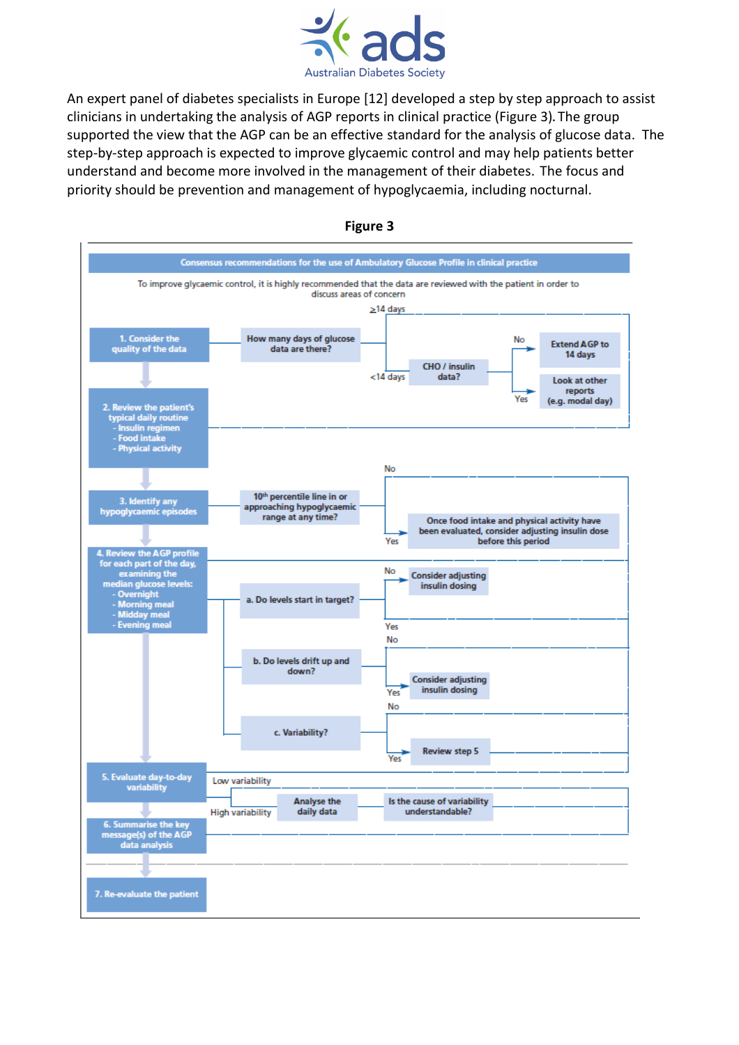An expert panel of diabetes specialists in Europe [12] developed a step by step approach to assist clinicians in undertaking the analysis of AGP reports in clinical practice (Figure 3). The group supported the view that the AGP can be an effective standard for the analysis of glucose data. The step-by-step approach is expected to improve glycaemic control and may help patients better understand and become more involved in the management of their diabetes. The focus and priority should be prevention and management of hypoglycaemia, including nocturnal.

**Figure 3**

**Consensus recommendations for the use of Ambulatory Glucose Profile in clinical practice**

To improve glycaemic control, it is highly recommended that the data are reviewed with the patient in order to discuss areas of concern

**1. Consider the quality of the data**
- How many days of glucose data are there?
  - ≥14 days → proceed to step 2
  - <14 days → CHO / insulin data?
    - No → Extend AGP to 14 days
    - Yes → Look at other reports (e.g. modal day)

**2. Review the patient's typical daily routine**
- Insulin regimen
- Food intake
- Physical activity

**3. Identify any hypoglycaemic episodes**
- 10th percentile line in or approaching hypoglycaemic range at any time?
  - No → proceed to step 4
  - Yes → Once food intake and physical activity have been evaluated, consider adjusting insulin dose before this period

**4. Review the AGP profile for each part of the day, examining the median glucose levels:**
- Overnight
- Morning meal
- Midday meal
- Evening meal

  - a. Do levels start in target?
    - No → Consider adjusting insulin dosing
    - Yes → proceed
  - b. Do levels drift up and down?
    - No → proceed
    - Yes → Consider adjusting insulin dosing
  - c. Variability?
    - No → proceed
    - Yes → Review step 5

**5. Evaluate day-to-day variability**
- Low variability → proceed to step 6
- High variability → Analyse the daily data → Is the cause of variability understandable?

**6. Summarise the key message(s) of the AGP data analysis**

**7. Re-evaluate the patient**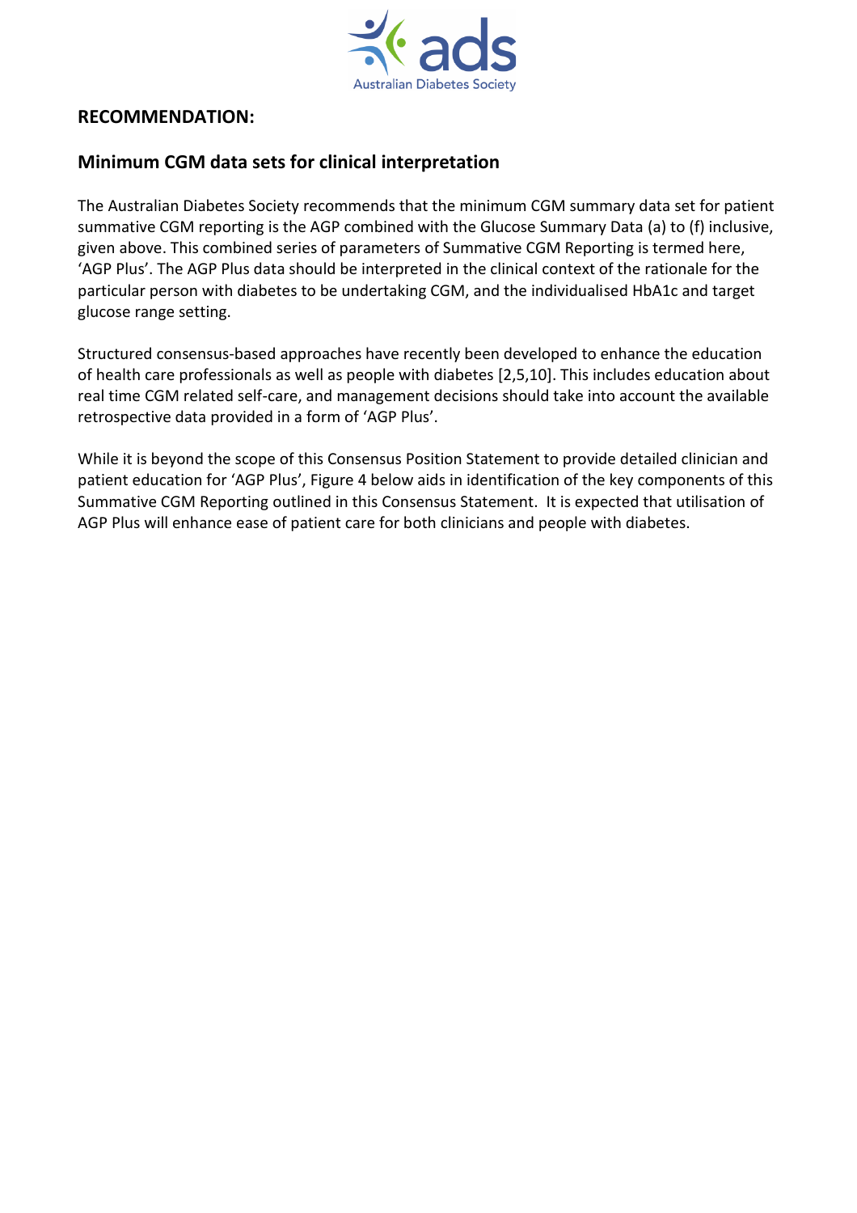## RECOMMENDATION:

## Minimum CGM data sets for clinical interpretation

The Australian Diabetes Society recommends that the minimum CGM summary data set for patient summative CGM reporting is the AGP combined with the Glucose Summary Data (a) to (f) inclusive, given above. This combined series of parameters of Summative CGM Reporting is termed here, 'AGP Plus'. The AGP Plus data should be interpreted in the clinical context of the rationale for the particular person with diabetes to be undertaking CGM, and the individualised HbA1c and target glucose range setting.

Structured consensus-based approaches have recently been developed to enhance the education of health care professionals as well as people with diabetes [2,5,10]. This includes education about real time CGM related self-care, and management decisions should take into account the available retrospective data provided in a form of 'AGP Plus'.

While it is beyond the scope of this Consensus Position Statement to provide detailed clinician and patient education for 'AGP Plus', Figure 4 below aids in identification of the key components of this Summative CGM Reporting outlined in this Consensus Statement. It is expected that utilisation of AGP Plus will enhance ease of patient care for both clinicians and people with diabetes.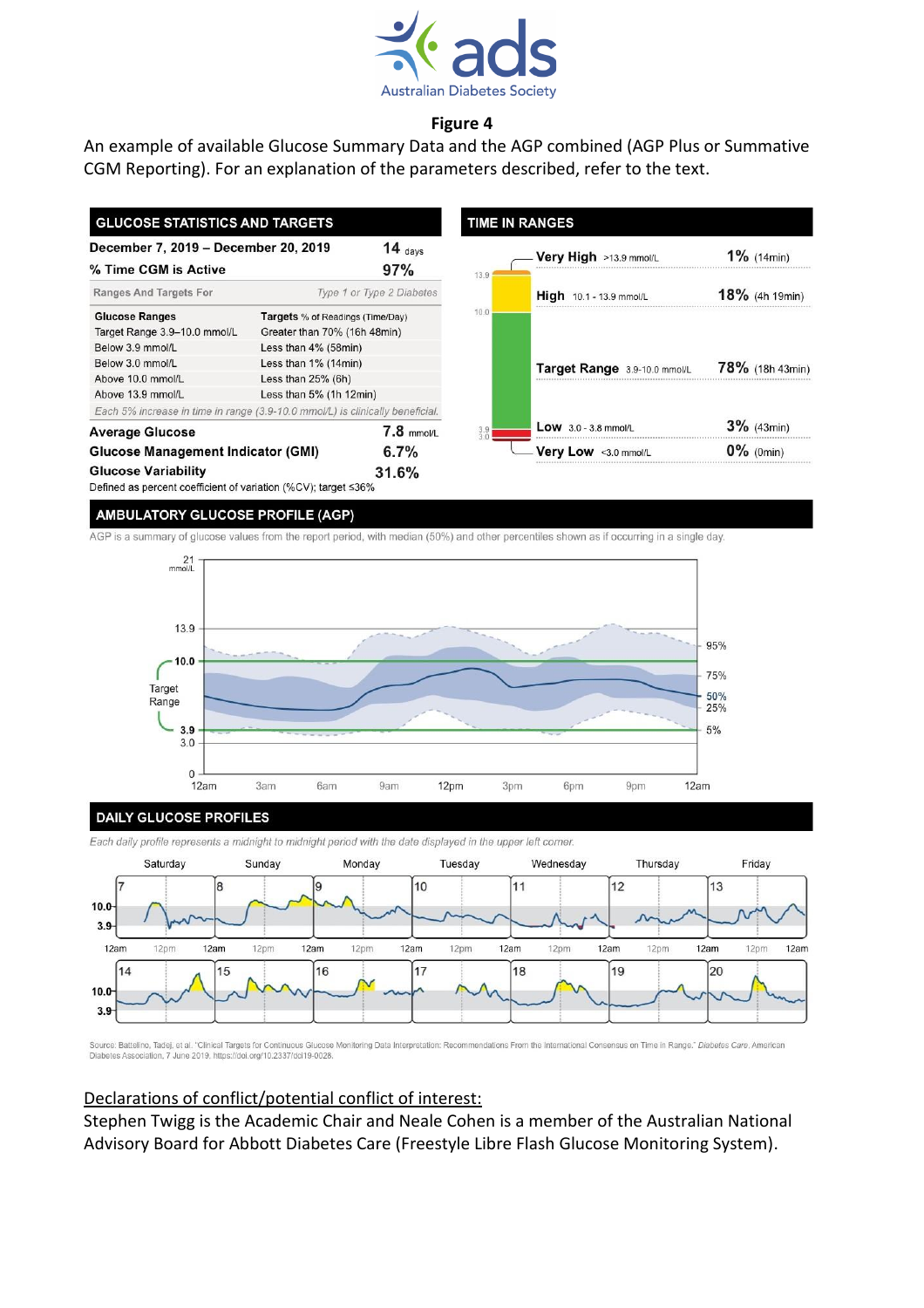**Figure 4**

An example of available Glucose Summary Data and the AGP combined (AGP Plus or Summative CGM Reporting). For an explanation of the parameters described, refer to the text.

## GLUCOSE STATISTICS AND TARGETS

| December 7, 2019 – December 20, 2019 | 14 days |
|---|---|
| % Time CGM is Active | 97% |

| Ranges And Targets For | Type 1 or Type 2 Diabetes |
|---|---|
| **Glucose Ranges** | **Targets** % of Readings (Time/Day) |
| Target Range 3.9–10.0 mmol/L | Greater than 70% (16h 48min) |
| Below 3.9 mmol/L | Less than 4% (58min) |
| Below 3.0 mmol/L | Less than 1% (14min) |
| Above 10.0 mmol/L | Less than 25% (6h) |
| Above 13.9 mmol/L | Less than 5% (1h 12min) |

*Each 5% increase in time in range (3.9-10.0 mmol/L) is clinically beneficial.*

| | |
|---|---|
| **Average Glucose** | 7.8 mmol/L |
| **Glucose Management Indicator (GMI)** | 6.7% |
| **Glucose Variability** | 31.6% |

Defined as percent coefficient of variation (%CV); target ≤36%

## TIME IN RANGES

| Range | | |
|---|---|---|
| **Very High** >13.9 mmol/L | 1% | (14min) |
| **High** 10.1 - 13.9 mmol/L | 18% | (4h 19min) |
| **Target Range** 3.9-10.0 mmol/L | 78% | (18h 43min) |
| **Low** 3.0 - 3.8 mmol/L | 3% | (43min) |
| **Very Low** <3.0 mmol/L | 0% | (0min) |

## AMBULATORY GLUCOSE PROFILE (AGP)

AGP is a summary of glucose values from the report period, with median (50%) and other percentiles shown as if occurring in a single day.

## DAILY GLUCOSE PROFILES

*Each daily profile represents a midnight to midnight period with the date displayed in the upper left corner.*

Source: Battelino, Tadej, et al. "Clinical Targets for Continuous Glucose Monitoring Data Interpretation: Recommendations From the International Consensus on Time in Range." *Diabetes Care*, American Diabetes Association, 7 June 2019, https://doi.org/10.2337/dci19-0028.

<u>Declarations of conflict/potential conflict of interest:</u>

Stephen Twigg is the Academic Chair and Neale Cohen is a member of the Australian National Advisory Board for Abbott Diabetes Care (Freestyle Libre Flash Glucose Monitoring System).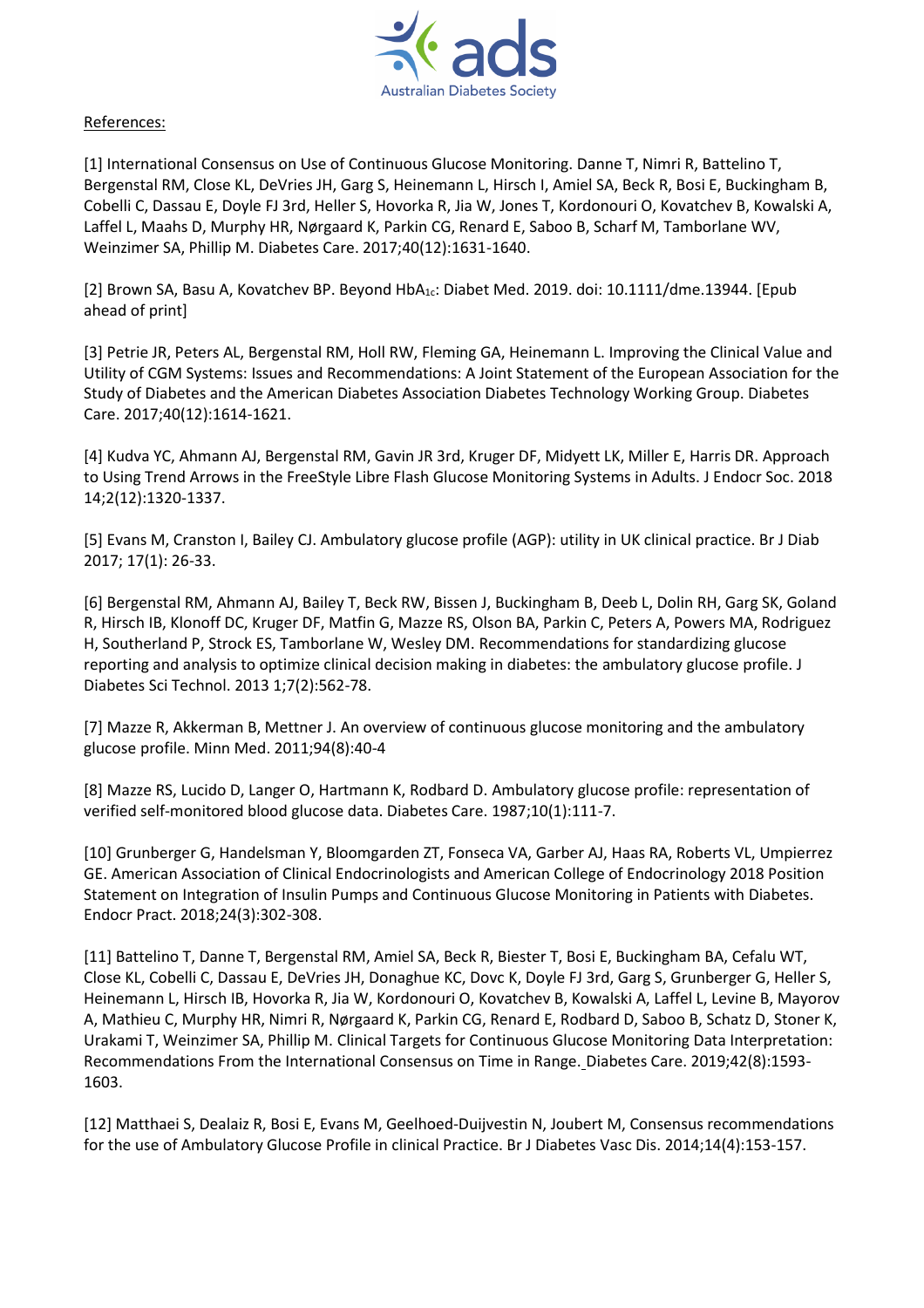References:

[1] International Consensus on Use of Continuous Glucose Monitoring. Danne T, Nimri R, Battelino T, Bergenstal RM, Close KL, DeVries JH, Garg S, Heinemann L, Hirsch I, Amiel SA, Beck R, Bosi E, Buckingham B, Cobelli C, Dassau E, Doyle FJ 3rd, Heller S, Hovorka R, Jia W, Jones T, Kordonouri O, Kovatchev B, Kowalski A, Laffel L, Maahs D, Murphy HR, Nørgaard K, Parkin CG, Renard E, Saboo B, Scharf M, Tamborlane WV, Weinzimer SA, Phillip M. Diabetes Care. 2017;40(12):1631-1640.

[2] Brown SA, Basu A, Kovatchev BP. Beyond $HbA_{1c}$: Diabet Med. 2019. doi: 10.1111/dme.13944. [Epub ahead of print]

[3] Petrie JR, Peters AL, Bergenstal RM, Holl RW, Fleming GA, Heinemann L. Improving the Clinical Value and Utility of CGM Systems: Issues and Recommendations: A Joint Statement of the European Association for the Study of Diabetes and the American Diabetes Association Diabetes Technology Working Group. Diabetes Care. 2017;40(12):1614-1621.

[4] Kudva YC, Ahmann AJ, Bergenstal RM, Gavin JR 3rd, Kruger DF, Midyett LK, Miller E, Harris DR. Approach to Using Trend Arrows in the FreeStyle Libre Flash Glucose Monitoring Systems in Adults. J Endocr Soc. 2018 14;2(12):1320-1337.

[5] Evans M, Cranston I, Bailey CJ. Ambulatory glucose profile (AGP): utility in UK clinical practice. Br J Diab 2017; 17(1): 26-33.

[6] Bergenstal RM, Ahmann AJ, Bailey T, Beck RW, Bissen J, Buckingham B, Deeb L, Dolin RH, Garg SK, Goland R, Hirsch IB, Klonoff DC, Kruger DF, Matfin G, Mazze RS, Olson BA, Parkin C, Peters A, Powers MA, Rodriguez H, Southerland P, Strock ES, Tamborlane W, Wesley DM. Recommendations for standardizing glucose reporting and analysis to optimize clinical decision making in diabetes: the ambulatory glucose profile. J Diabetes Sci Technol. 2013 1;7(2):562-78.

[7] Mazze R, Akkerman B, Mettner J. An overview of continuous glucose monitoring and the ambulatory glucose profile. Minn Med. 2011;94(8):40-4

[8] Mazze RS, Lucido D, Langer O, Hartmann K, Rodbard D. Ambulatory glucose profile: representation of verified self-monitored blood glucose data. Diabetes Care. 1987;10(1):111-7.

[10] Grunberger G, Handelsman Y, Bloomgarden ZT, Fonseca VA, Garber AJ, Haas RA, Roberts VL, Umpierrez GE. American Association of Clinical Endocrinologists and American College of Endocrinology 2018 Position Statement on Integration of Insulin Pumps and Continuous Glucose Monitoring in Patients with Diabetes. Endocr Pract. 2018;24(3):302-308.

[11] Battelino T, Danne T, Bergenstal RM, Amiel SA, Beck R, Biester T, Bosi E, Buckingham BA, Cefalu WT, Close KL, Cobelli C, Dassau E, DeVries JH, Donaghue KC, Dovc K, Doyle FJ 3rd, Garg S, Grunberger G, Heller S, Heinemann L, Hirsch IB, Hovorka R, Jia W, Kordonouri O, Kovatchev B, Kowalski A, Laffel L, Levine B, Mayorov A, Mathieu C, Murphy HR, Nimri R, Nørgaard K, Parkin CG, Renard E, Rodbard D, Saboo B, Schatz D, Stoner K, Urakami T, Weinzimer SA, Phillip M. Clinical Targets for Continuous Glucose Monitoring Data Interpretation: Recommendations From the International Consensus on Time in Range. Diabetes Care. 2019;42(8):1593-1603.

[12] Matthaei S, Dealaiz R, Bosi E, Evans M, Geelhoed-Duijvestin N, Joubert M, Consensus recommendations for the use of Ambulatory Glucose Profile in clinical Practice. Br J Diabetes Vasc Dis. 2014;14(4):153-157.